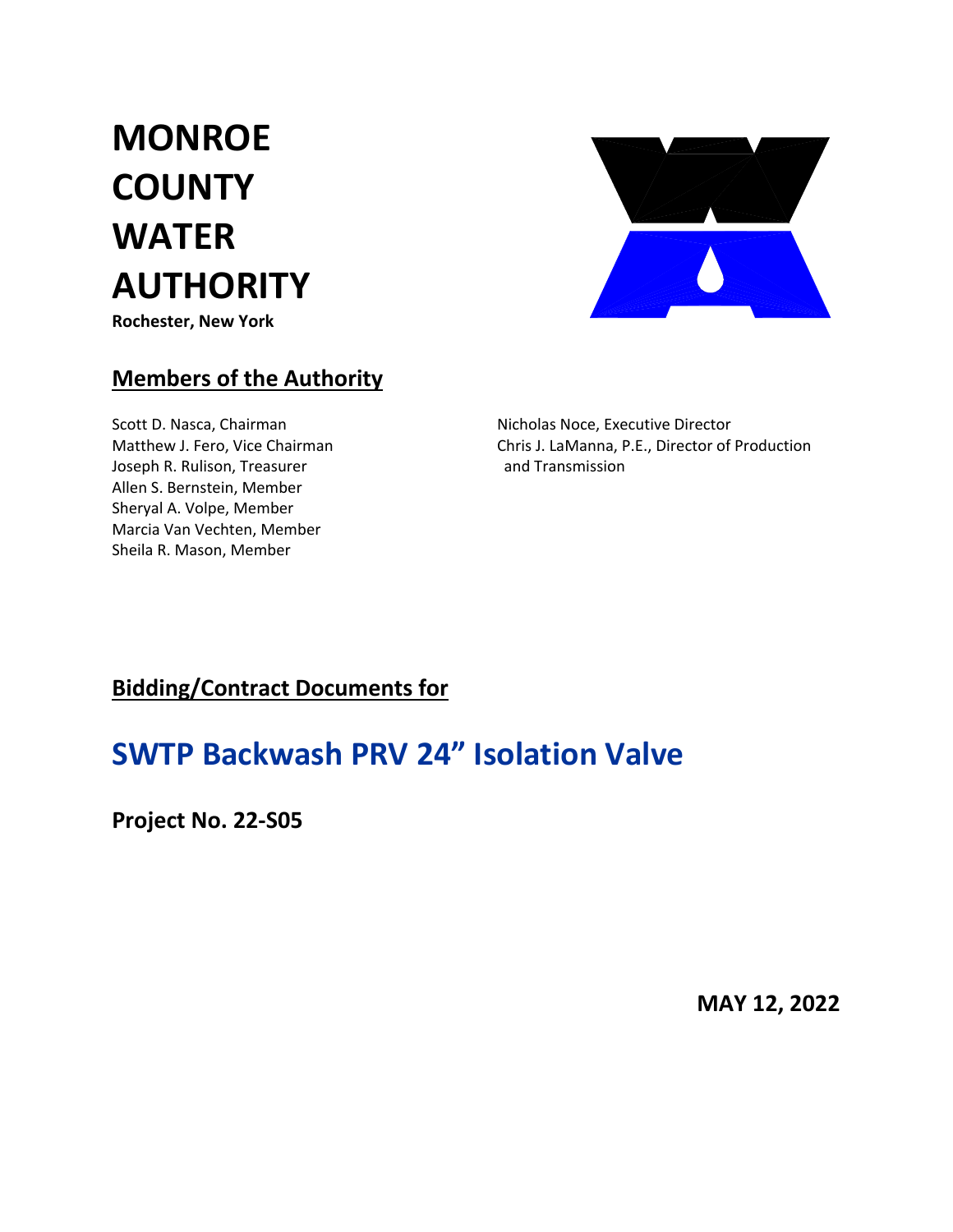# MONROE COUNTY WATER AUTHORITY

**Rochester, New York**

## Members of the Authority

Scott D. Nasca, Chairman
Matthew J. Fero, Vice Chairman
Joseph R. Rulison, Treasurer
Allen S. Bernstein, Member
Sheryal A. Volpe, Member
Marcia Van Vechten, Member
Sheila R. Mason, Member

Nicholas Noce, Executive Director
Chris J. LaManna, P.E., Director of Production and Transmission

## Bidding/Contract Documents for

# SWTP Backwash PRV 24" Isolation Valve

**Project No. 22-S05**

**MAY 12, 2022**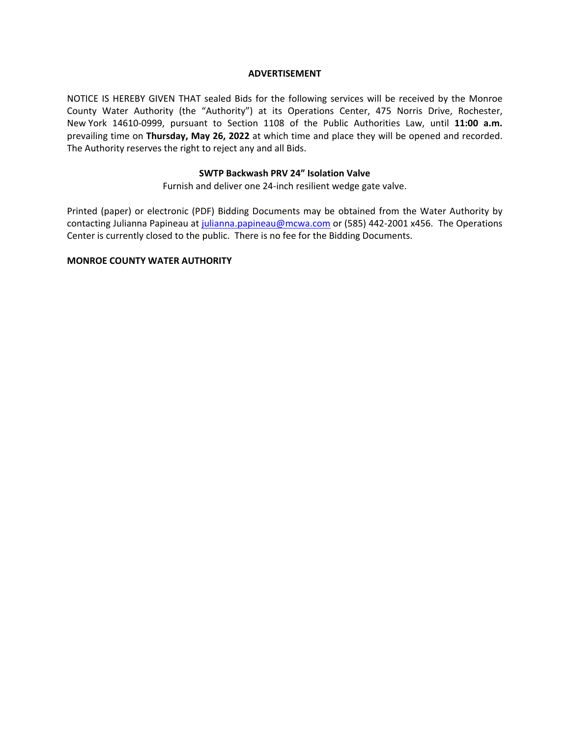# ADVERTISEMENT

NOTICE IS HEREBY GIVEN THAT sealed Bids for the following services will be received by the Monroe County Water Authority (the "Authority") at its Operations Center, 475 Norris Drive, Rochester, New York 14610-0999, pursuant to Section 1108 of the Public Authorities Law, until **11:00 a.m.** prevailing time on **Thursday, May 26, 2022** at which time and place they will be opened and recorded. The Authority reserves the right to reject any and all Bids.

## SWTP Backwash PRV 24" Isolation Valve

Furnish and deliver one 24-inch resilient wedge gate valve.

Printed (paper) or electronic (PDF) Bidding Documents may be obtained from the Water Authority by contacting Julianna Papineau at julianna.papineau@mcwa.com or (585) 442-2001 x456. The Operations Center is currently closed to the public. There is no fee for the Bidding Documents.

**MONROE COUNTY WATER AUTHORITY**